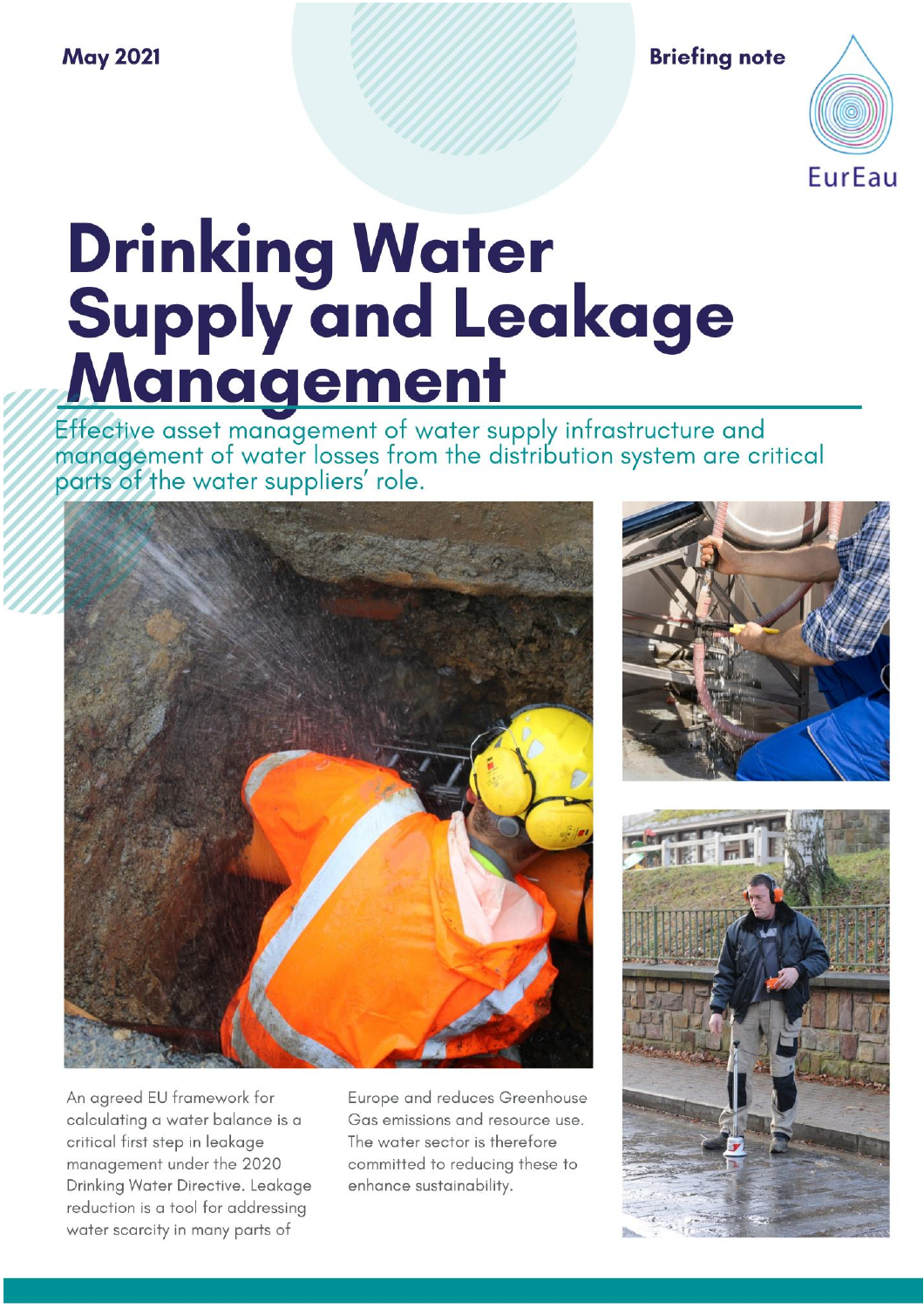May 2021

Briefing note

EurEau

# Drinking Water Supply and Leakage Management

Effective asset management of water supply infrastructure and management of water losses from the distribution system are critical parts of the water suppliers' role.

An agreed EU framework for calculating a water balance is a critical first step in leakage management under the 2020 Drinking Water Directive. Leakage reduction is a tool for addressing water scarcity in many parts of Europe and reduces Greenhouse Gas emissions and resource use. The water sector is therefore committed to reducing these to enhance sustainability.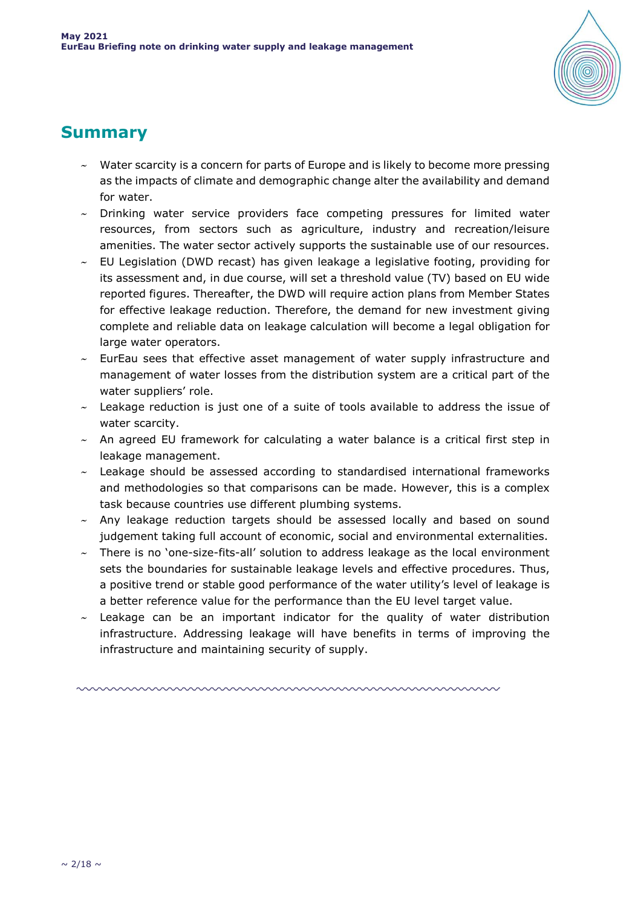## Summary

- Water scarcity is a concern for parts of Europe and is likely to become more pressing as the impacts of climate and demographic change alter the availability and demand for water.
- Drinking water service providers face competing pressures for limited water resources, from sectors such as agriculture, industry and recreation/leisure amenities. The water sector actively supports the sustainable use of our resources.
- EU Legislation (DWD recast) has given leakage a legislative footing, providing for its assessment and, in due course, will set a threshold value (TV) based on EU wide reported figures. Thereafter, the DWD will require action plans from Member States for effective leakage reduction. Therefore, the demand for new investment giving complete and reliable data on leakage calculation will become a legal obligation for large water operators.
- EurEau sees that effective asset management of water supply infrastructure and management of water losses from the distribution system are a critical part of the water suppliers' role.
- Leakage reduction is just one of a suite of tools available to address the issue of water scarcity.
- An agreed EU framework for calculating a water balance is a critical first step in leakage management.
- Leakage should be assessed according to standardised international frameworks and methodologies so that comparisons can be made. However, this is a complex task because countries use different plumbing systems.
- Any leakage reduction targets should be assessed locally and based on sound judgement taking full account of economic, social and environmental externalities.
- There is no 'one-size-fits-all' solution to address leakage as the local environment sets the boundaries for sustainable leakage levels and effective procedures. Thus, a positive trend or stable good performance of the water utility's level of leakage is a better reference value for the performance than the EU level target value.
- Leakage can be an important indicator for the quality of water distribution infrastructure. Addressing leakage will have benefits in terms of improving the infrastructure and maintaining security of supply.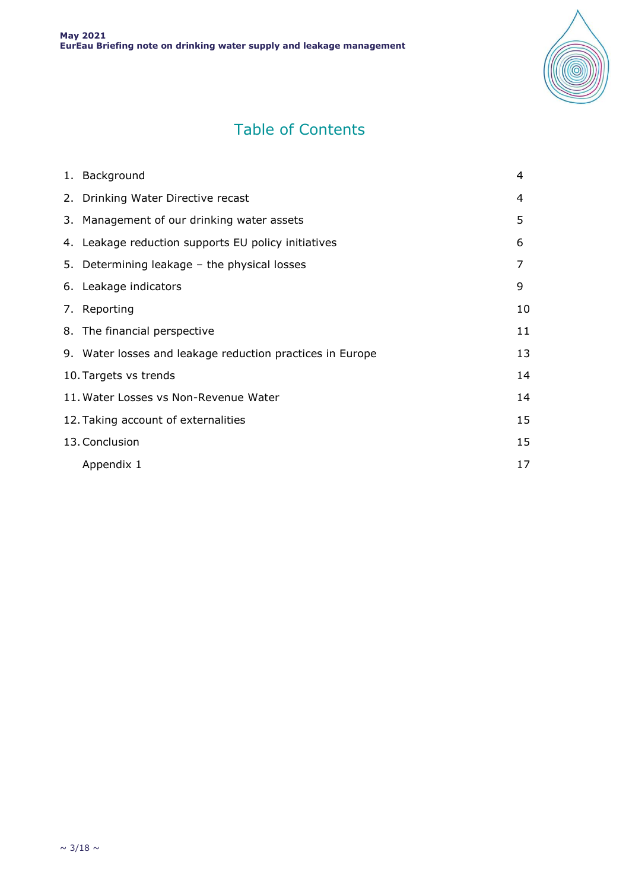# Table of Contents

| | | |
|---|---|---|
| 1. | Background | 4 |
| 2. | Drinking Water Directive recast | 4 |
| 3. | Management of our drinking water assets | 5 |
| 4. | Leakage reduction supports EU policy initiatives | 6 |
| 5. | Determining leakage – the physical losses | 7 |
| 6. | Leakage indicators | 9 |
| 7. | Reporting | 10 |
| 8. | The financial perspective | 11 |
| 9. | Water losses and leakage reduction practices in Europe | 13 |
| 10. | Targets vs trends | 14 |
| 11. | Water Losses vs Non-Revenue Water | 14 |
| 12. | Taking account of externalities | 15 |
| 13. | Conclusion | 15 |
| | Appendix 1 | 17 |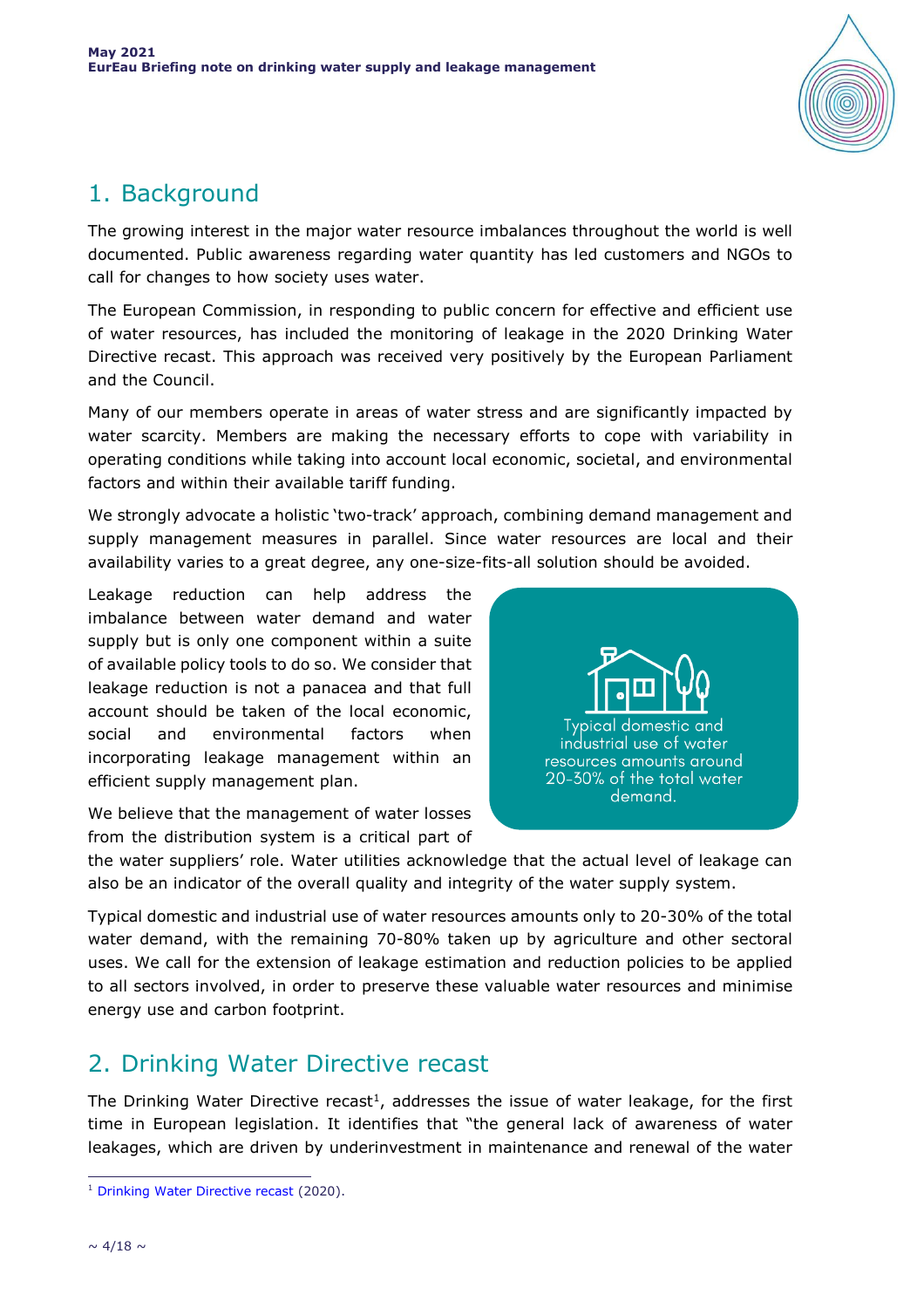## 1. Background

The growing interest in the major water resource imbalances throughout the world is well documented. Public awareness regarding water quantity has led customers and NGOs to call for changes to how society uses water.

The European Commission, in responding to public concern for effective and efficient use of water resources, has included the monitoring of leakage in the 2020 Drinking Water Directive recast. This approach was received very positively by the European Parliament and the Council.

Many of our members operate in areas of water stress and are significantly impacted by water scarcity. Members are making the necessary efforts to cope with variability in operating conditions while taking into account local economic, societal, and environmental factors and within their available tariff funding.

We strongly advocate a holistic 'two-track' approach, combining demand management and supply management measures in parallel. Since water resources are local and their availability varies to a great degree, any one-size-fits-all solution should be avoided.

Leakage reduction can help address the imbalance between water demand and water supply but is only one component within a suite of available policy tools to do so. We consider that leakage reduction is not a panacea and that full account should be taken of the local economic, social and environmental factors when incorporating leakage management within an efficient supply management plan.

> Typical domestic and industrial use of water resources amounts around 20-30% of the total water demand.

We believe that the management of water losses from the distribution system is a critical part of the water suppliers' role. Water utilities acknowledge that the actual level of leakage can also be an indicator of the overall quality and integrity of the water supply system.

Typical domestic and industrial use of water resources amounts only to 20-30% of the total water demand, with the remaining 70-80% taken up by agriculture and other sectoral uses. We call for the extension of leakage estimation and reduction policies to be applied to all sectors involved, in order to preserve these valuable water resources and minimise energy use and carbon footprint.

## 2. Drinking Water Directive recast

The Drinking Water Directive recast[1], addresses the issue of water leakage, for the first time in European legislation. It identifies that "the general lack of awareness of water leakages, which are driven by underinvestment in maintenance and renewal of the water

---

[1] Drinking Water Directive recast (2020).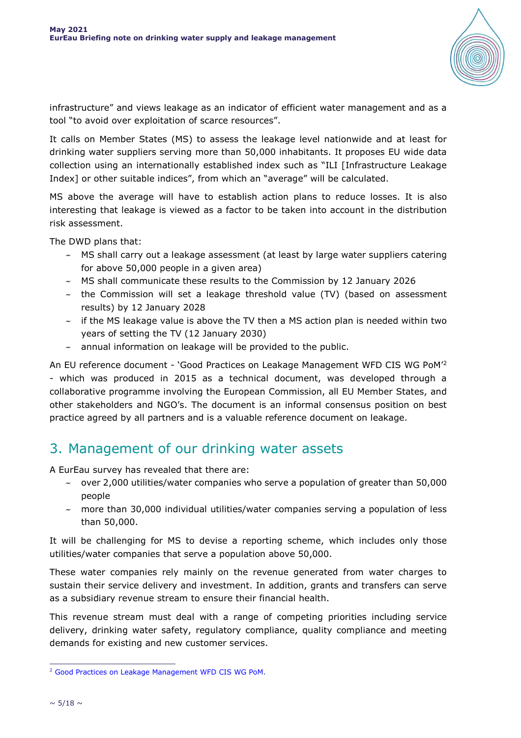infrastructure" and views leakage as an indicator of efficient water management and as a tool "to avoid over exploitation of scarce resources".

It calls on Member States (MS) to assess the leakage level nationwide and at least for drinking water suppliers serving more than 50,000 inhabitants. It proposes EU wide data collection using an internationally established index such as "ILI [Infrastructure Leakage Index] or other suitable indices", from which an "average" will be calculated.

MS above the average will have to establish action plans to reduce losses. It is also interesting that leakage is viewed as a factor to be taken into account in the distribution risk assessment.

The DWD plans that:

- MS shall carry out a leakage assessment (at least by large water suppliers catering for above 50,000 people in a given area)
- MS shall communicate these results to the Commission by 12 January 2026
- the Commission will set a leakage threshold value (TV) (based on assessment results) by 12 January 2028
- if the MS leakage value is above the TV then a MS action plan is needed within two years of setting the TV (12 January 2030)
- annual information on leakage will be provided to the public.

An EU reference document - 'Good Practices on Leakage Management WFD CIS WG PoM'[2] - which was produced in 2015 as a technical document, was developed through a collaborative programme involving the European Commission, all EU Member States, and other stakeholders and NGO's. The document is an informal consensus position on best practice agreed by all partners and is a valuable reference document on leakage.

## 3. Management of our drinking water assets

A EurEau survey has revealed that there are:

- over 2,000 utilities/water companies who serve a population of greater than 50,000 people
- more than 30,000 individual utilities/water companies serving a population of less than 50,000.

It will be challenging for MS to devise a reporting scheme, which includes only those utilities/water companies that serve a population above 50,000.

These water companies rely mainly on the revenue generated from water charges to sustain their service delivery and investment. In addition, grants and transfers can serve as a subsidiary revenue stream to ensure their financial health.

This revenue stream must deal with a range of competing priorities including service delivery, drinking water safety, regulatory compliance, quality compliance and meeting demands for existing and new customer services.

[2] Good Practices on Leakage Management WFD CIS WG PoM.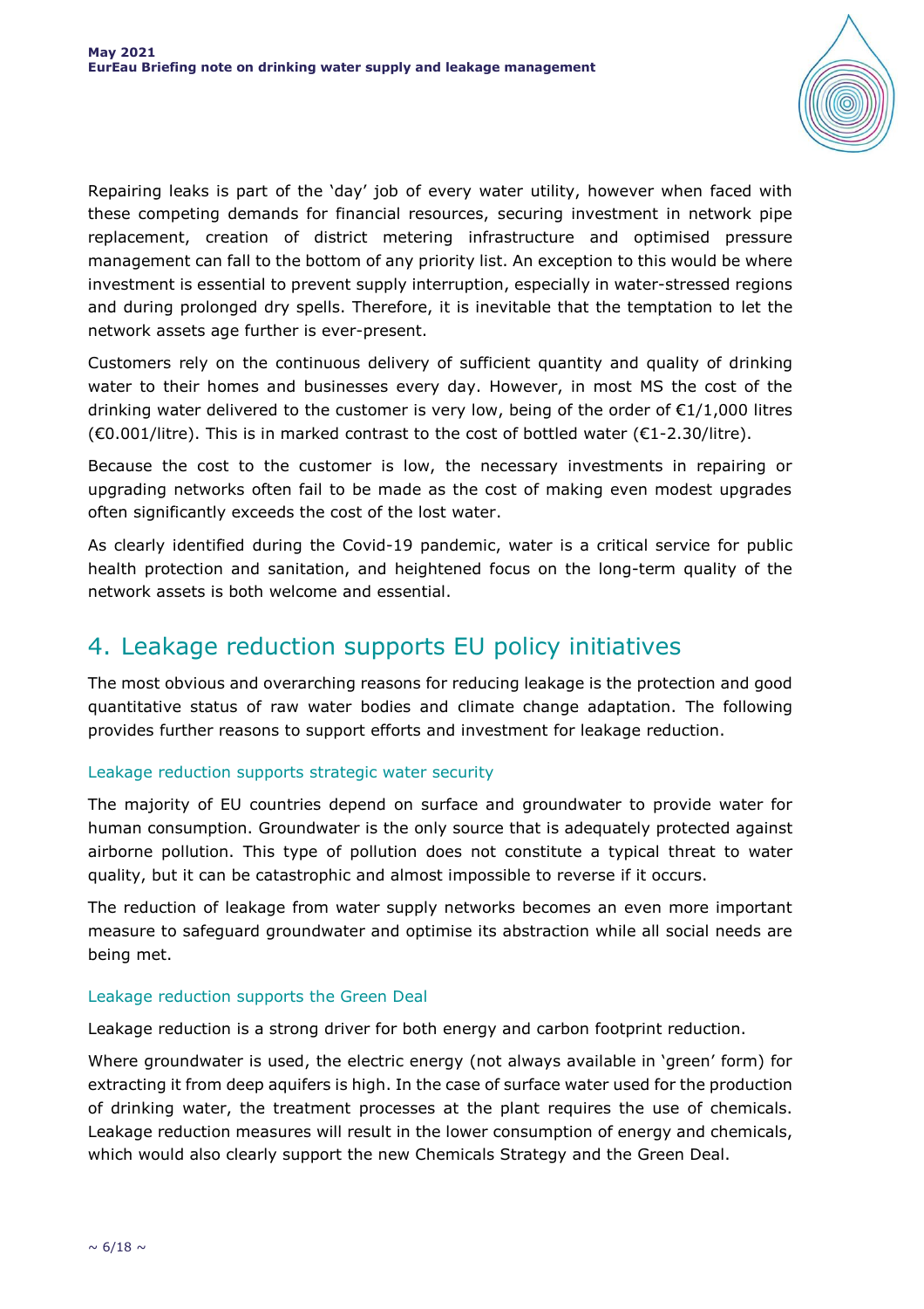Repairing leaks is part of the 'day' job of every water utility, however when faced with these competing demands for financial resources, securing investment in network pipe replacement, creation of district metering infrastructure and optimised pressure management can fall to the bottom of any priority list. An exception to this would be where investment is essential to prevent supply interruption, especially in water-stressed regions and during prolonged dry spells. Therefore, it is inevitable that the temptation to let the network assets age further is ever-present.

Customers rely on the continuous delivery of sufficient quantity and quality of drinking water to their homes and businesses every day. However, in most MS the cost of the drinking water delivered to the customer is very low, being of the order of €1/1,000 litres (€0.001/litre). This is in marked contrast to the cost of bottled water (€1-2.30/litre).

Because the cost to the customer is low, the necessary investments in repairing or upgrading networks often fail to be made as the cost of making even modest upgrades often significantly exceeds the cost of the lost water.

As clearly identified during the Covid-19 pandemic, water is a critical service for public health protection and sanitation, and heightened focus on the long-term quality of the network assets is both welcome and essential.

## 4. Leakage reduction supports EU policy initiatives

The most obvious and overarching reasons for reducing leakage is the protection and good quantitative status of raw water bodies and climate change adaptation. The following provides further reasons to support efforts and investment for leakage reduction.

### Leakage reduction supports strategic water security

The majority of EU countries depend on surface and groundwater to provide water for human consumption. Groundwater is the only source that is adequately protected against airborne pollution. This type of pollution does not constitute a typical threat to water quality, but it can be catastrophic and almost impossible to reverse if it occurs.

The reduction of leakage from water supply networks becomes an even more important measure to safeguard groundwater and optimise its abstraction while all social needs are being met.

### Leakage reduction supports the Green Deal

Leakage reduction is a strong driver for both energy and carbon footprint reduction.

Where groundwater is used, the electric energy (not always available in 'green' form) for extracting it from deep aquifers is high. In the case of surface water used for the production of drinking water, the treatment processes at the plant requires the use of chemicals. Leakage reduction measures will result in the lower consumption of energy and chemicals, which would also clearly support the new Chemicals Strategy and the Green Deal.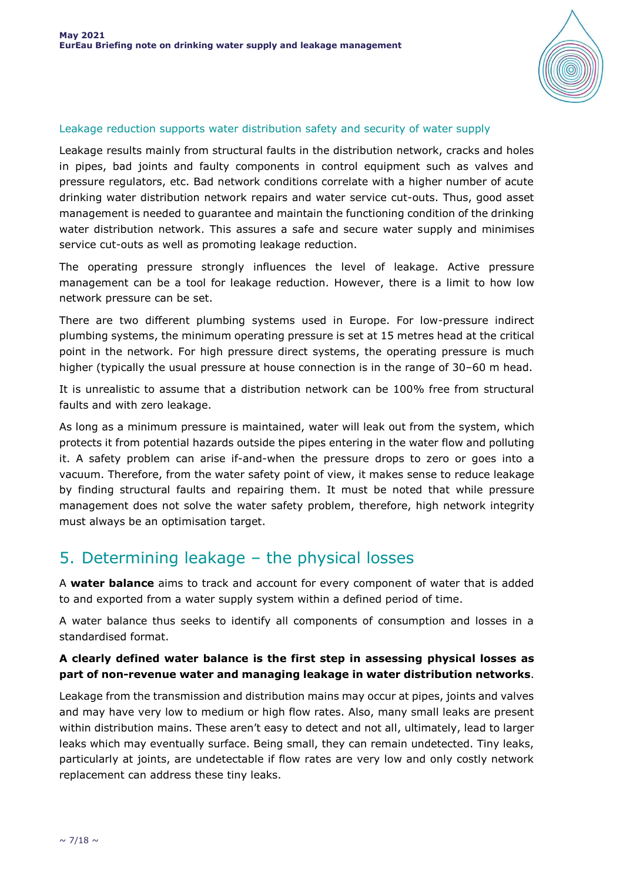Leakage reduction supports water distribution safety and security of water supply

Leakage results mainly from structural faults in the distribution network, cracks and holes in pipes, bad joints and faulty components in control equipment such as valves and pressure regulators, etc. Bad network conditions correlate with a higher number of acute drinking water distribution network repairs and water service cut-outs. Thus, good asset management is needed to guarantee and maintain the functioning condition of the drinking water distribution network. This assures a safe and secure water supply and minimises service cut-outs as well as promoting leakage reduction.

The operating pressure strongly influences the level of leakage. Active pressure management can be a tool for leakage reduction. However, there is a limit to how low network pressure can be set.

There are two different plumbing systems used in Europe. For low-pressure indirect plumbing systems, the minimum operating pressure is set at 15 metres head at the critical point in the network. For high pressure direct systems, the operating pressure is much higher (typically the usual pressure at house connection is in the range of 30–60 m head.

It is unrealistic to assume that a distribution network can be 100% free from structural faults and with zero leakage.

As long as a minimum pressure is maintained, water will leak out from the system, which protects it from potential hazards outside the pipes entering in the water flow and polluting it. A safety problem can arise if-and-when the pressure drops to zero or goes into a vacuum. Therefore, from the water safety point of view, it makes sense to reduce leakage by finding structural faults and repairing them. It must be noted that while pressure management does not solve the water safety problem, therefore, high network integrity must always be an optimisation target.

# 5. Determining leakage – the physical losses

A **water balance** aims to track and account for every component of water that is added to and exported from a water supply system within a defined period of time.

A water balance thus seeks to identify all components of consumption and losses in a standardised format.

**A clearly defined water balance is the first step in assessing physical losses as part of non-revenue water and managing leakage in water distribution networks**.

Leakage from the transmission and distribution mains may occur at pipes, joints and valves and may have very low to medium or high flow rates. Also, many small leaks are present within distribution mains. These aren't easy to detect and not all, ultimately, lead to larger leaks which may eventually surface. Being small, they can remain undetected. Tiny leaks, particularly at joints, are undetectable if flow rates are very low and only costly network replacement can address these tiny leaks.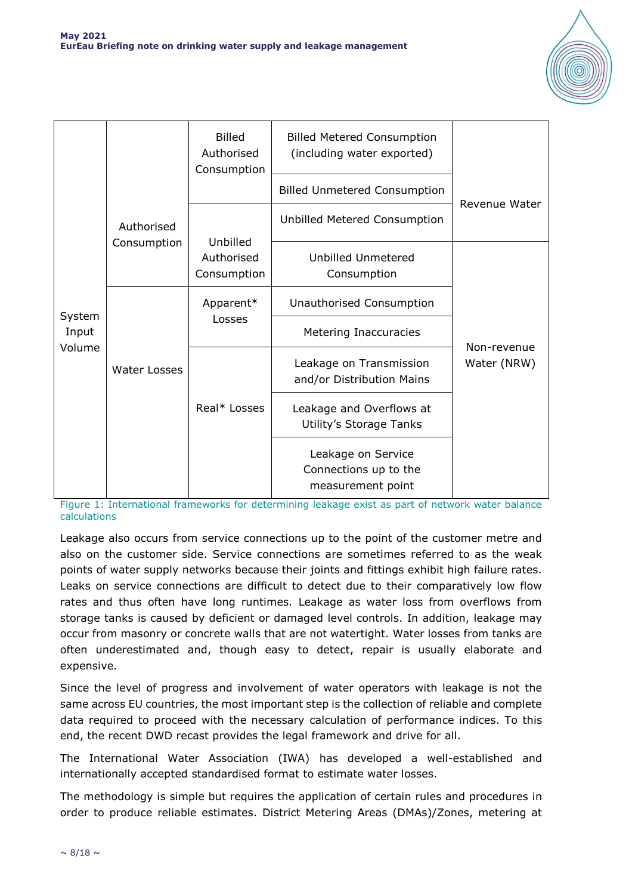| System Input Volume | Authorised Consumption | Billed Authorised Consumption | Billed Metered Consumption (including water exported) | Revenue Water |
|---|---|---|---|---|
| | | | Billed Unmetered Consumption | |
| | | Unbilled Authorised Consumption | Unbilled Metered Consumption | |
| | | | Unbilled Unmetered Consumption | Non-revenue Water (NRW) |
| | Water Losses | Apparent* Losses | Unauthorised Consumption | |
| | | | Metering Inaccuracies | |
| | | Real* Losses | Leakage on Transmission and/or Distribution Mains | |
| | | | Leakage and Overflows at Utility's Storage Tanks | |
| | | | Leakage on Service Connections up to the measurement point | |

Figure 1: International frameworks for determining leakage exist as part of network water balance calculations

Leakage also occurs from service connections up to the point of the customer metre and also on the customer side. Service connections are sometimes referred to as the weak points of water supply networks because their joints and fittings exhibit high failure rates. Leaks on service connections are difficult to detect due to their comparatively low flow rates and thus often have long runtimes. Leakage as water loss from overflows from storage tanks is caused by deficient or damaged level controls. In addition, leakage may occur from masonry or concrete walls that are not watertight. Water losses from tanks are often underestimated and, though easy to detect, repair is usually elaborate and expensive.

Since the level of progress and involvement of water operators with leakage is not the same across EU countries, the most important step is the collection of reliable and complete data required to proceed with the necessary calculation of performance indices. To this end, the recent DWD recast provides the legal framework and drive for all.

The International Water Association (IWA) has developed a well-established and internationally accepted standardised format to estimate water losses.

The methodology is simple but requires the application of certain rules and procedures in order to produce reliable estimates. District Metering Areas (DMAs)/Zones, metering at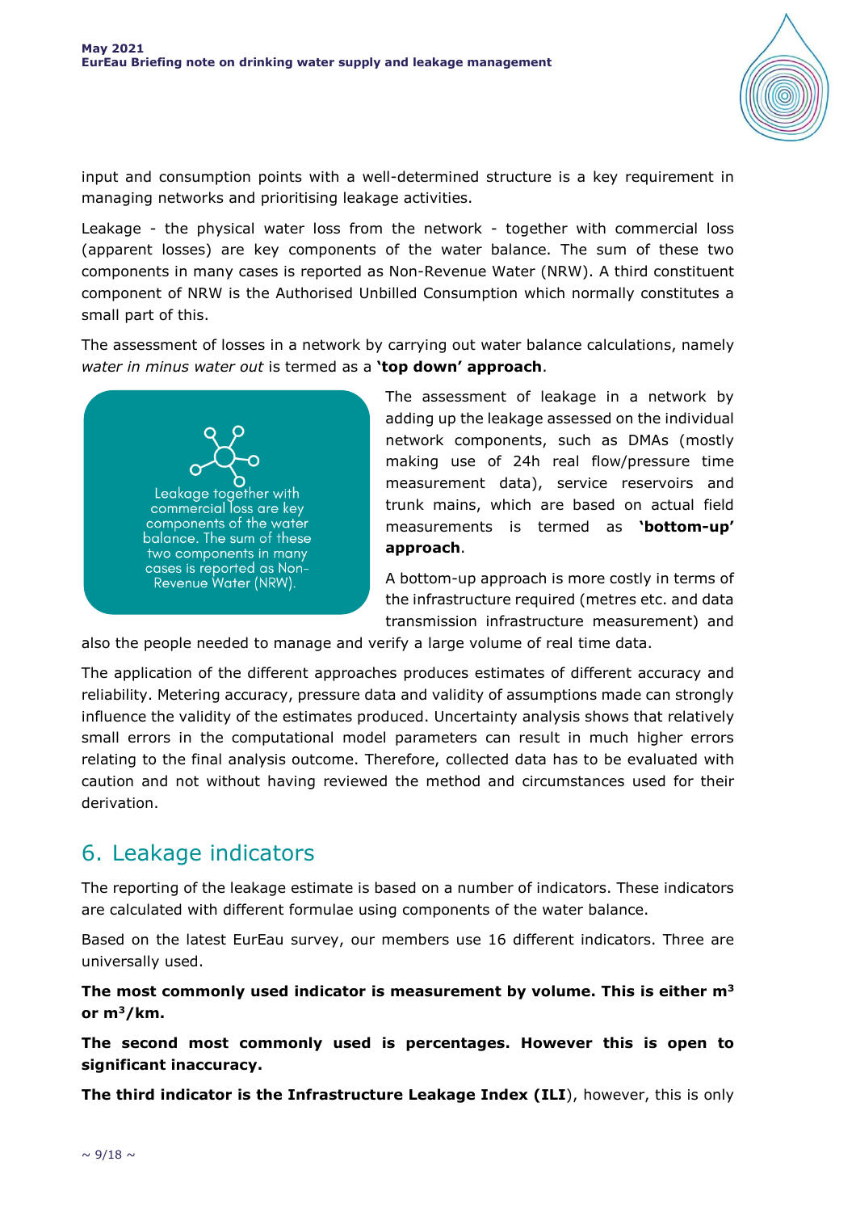input and consumption points with a well-determined structure is a key requirement in managing networks and prioritising leakage activities.

Leakage - the physical water loss from the network - together with commercial loss (apparent losses) are key components of the water balance. The sum of these two components in many cases is reported as Non-Revenue Water (NRW). A third constituent component of NRW is the Authorised Unbilled Consumption which normally constitutes a small part of this.

The assessment of losses in a network by carrying out water balance calculations, namely *water in minus water out* is termed as a **'top down' approach**.

> Leakage together with commercial loss are key components of the water balance. The sum of these two components in many cases is reported as Non-Revenue Water (NRW).

The assessment of leakage in a network by adding up the leakage assessed on the individual network components, such as DMAs (mostly making use of 24h real flow/pressure time measurement data), service reservoirs and trunk mains, which are based on actual field measurements is termed as **'bottom-up' approach**.

A bottom-up approach is more costly in terms of the infrastructure required (metres etc. and data transmission infrastructure measurement) and also the people needed to manage and verify a large volume of real time data.

The application of the different approaches produces estimates of different accuracy and reliability. Metering accuracy, pressure data and validity of assumptions made can strongly influence the validity of the estimates produced. Uncertainty analysis shows that relatively small errors in the computational model parameters can result in much higher errors relating to the final analysis outcome. Therefore, collected data has to be evaluated with caution and not without having reviewed the method and circumstances used for their derivation.

## 6. Leakage indicators

The reporting of the leakage estimate is based on a number of indicators. These indicators are calculated with different formulae using components of the water balance.

Based on the latest EurEau survey, our members use 16 different indicators. Three are universally used.

**The most commonly used indicator is measurement by volume. This is either $m^3$ or $m^3$/km.**

**The second most commonly used is percentages. However this is open to significant inaccuracy.**

**The third indicator is the Infrastructure Leakage Index (ILI**), however, this is only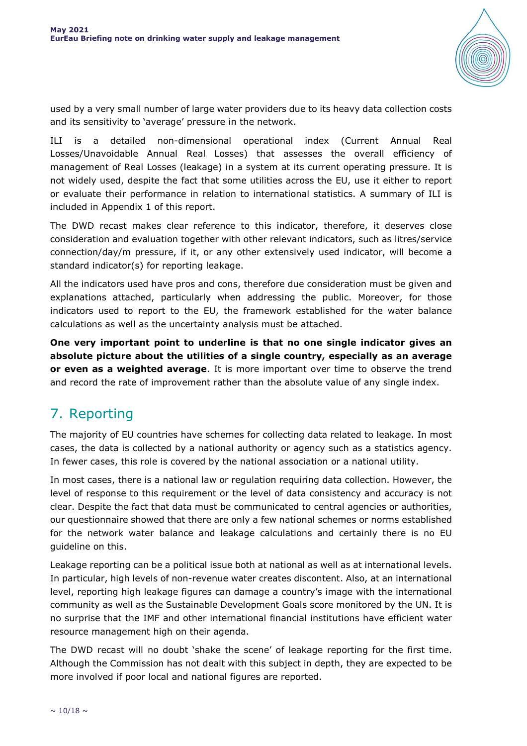used by a very small number of large water providers due to its heavy data collection costs and its sensitivity to 'average' pressure in the network.

ILI is a detailed non-dimensional operational index (Current Annual Real Losses/Unavoidable Annual Real Losses) that assesses the overall efficiency of management of Real Losses (leakage) in a system at its current operating pressure. It is not widely used, despite the fact that some utilities across the EU, use it either to report or evaluate their performance in relation to international statistics. A summary of ILI is included in Appendix 1 of this report.

The DWD recast makes clear reference to this indicator, therefore, it deserves close consideration and evaluation together with other relevant indicators, such as litres/service connection/day/m pressure, if it, or any other extensively used indicator, will become a standard indicator(s) for reporting leakage.

All the indicators used have pros and cons, therefore due consideration must be given and explanations attached, particularly when addressing the public. Moreover, for those indicators used to report to the EU, the framework established for the water balance calculations as well as the uncertainty analysis must be attached.

**One very important point to underline is that no one single indicator gives an absolute picture about the utilities of a single country, especially as an average or even as a weighted average**. It is more important over time to observe the trend and record the rate of improvement rather than the absolute value of any single index.

## 7. Reporting

The majority of EU countries have schemes for collecting data related to leakage. In most cases, the data is collected by a national authority or agency such as a statistics agency. In fewer cases, this role is covered by the national association or a national utility.

In most cases, there is a national law or regulation requiring data collection. However, the level of response to this requirement or the level of data consistency and accuracy is not clear. Despite the fact that data must be communicated to central agencies or authorities, our questionnaire showed that there are only a few national schemes or norms established for the network water balance and leakage calculations and certainly there is no EU guideline on this.

Leakage reporting can be a political issue both at national as well as at international levels. In particular, high levels of non-revenue water creates discontent. Also, at an international level, reporting high leakage figures can damage a country's image with the international community as well as the Sustainable Development Goals score monitored by the UN. It is no surprise that the IMF and other international financial institutions have efficient water resource management high on their agenda.

The DWD recast will no doubt 'shake the scene' of leakage reporting for the first time. Although the Commission has not dealt with this subject in depth, they are expected to be more involved if poor local and national figures are reported.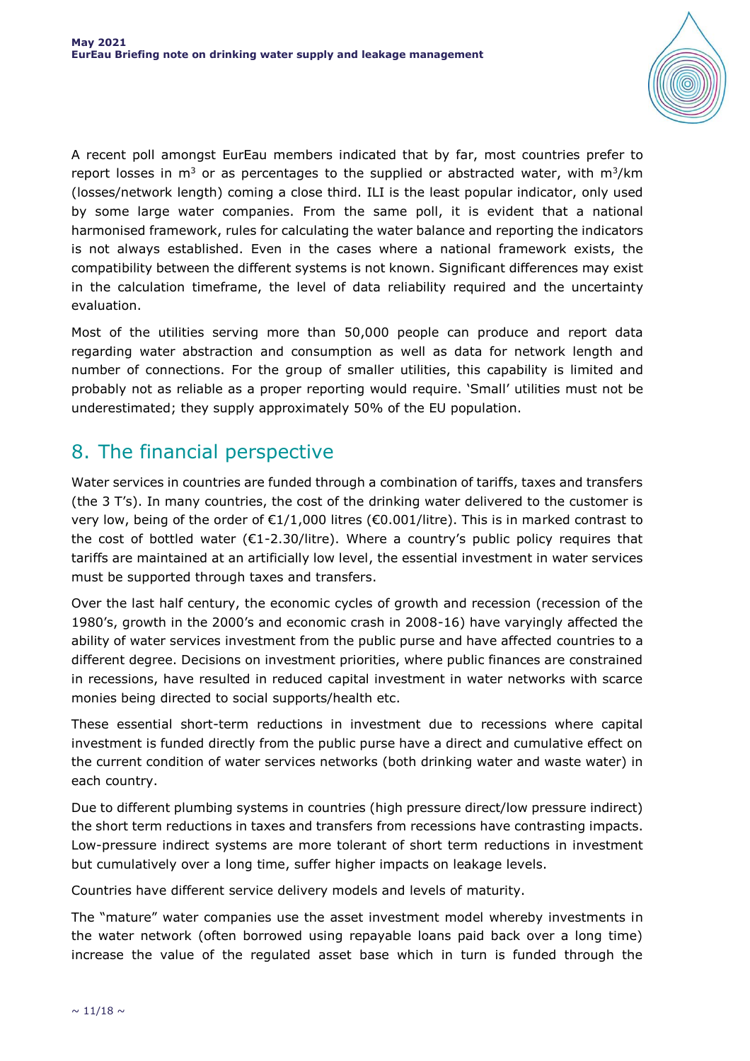A recent poll amongst EurEau members indicated that by far, most countries prefer to report losses in $m^3$ or as percentages to the supplied or abstracted water, with $m^3/km$ (losses/network length) coming a close third. ILI is the least popular indicator, only used by some large water companies. From the same poll, it is evident that a national harmonised framework, rules for calculating the water balance and reporting the indicators is not always established. Even in the cases where a national framework exists, the compatibility between the different systems is not known. Significant differences may exist in the calculation timeframe, the level of data reliability required and the uncertainty evaluation.

Most of the utilities serving more than 50,000 people can produce and report data regarding water abstraction and consumption as well as data for network length and number of connections. For the group of smaller utilities, this capability is limited and probably not as reliable as a proper reporting would require. 'Small' utilities must not be underestimated; they supply approximately 50% of the EU population.

## 8. The financial perspective

Water services in countries are funded through a combination of tariffs, taxes and transfers (the 3 T's). In many countries, the cost of the drinking water delivered to the customer is very low, being of the order of €1/1,000 litres (€0.001/litre). This is in marked contrast to the cost of bottled water (€1-2.30/litre). Where a country's public policy requires that tariffs are maintained at an artificially low level, the essential investment in water services must be supported through taxes and transfers.

Over the last half century, the economic cycles of growth and recession (recession of the 1980's, growth in the 2000's and economic crash in 2008-16) have varyingly affected the ability of water services investment from the public purse and have affected countries to a different degree. Decisions on investment priorities, where public finances are constrained in recessions, have resulted in reduced capital investment in water networks with scarce monies being directed to social supports/health etc.

These essential short-term reductions in investment due to recessions where capital investment is funded directly from the public purse have a direct and cumulative effect on the current condition of water services networks (both drinking water and waste water) in each country.

Due to different plumbing systems in countries (high pressure direct/low pressure indirect) the short term reductions in taxes and transfers from recessions have contrasting impacts. Low-pressure indirect systems are more tolerant of short term reductions in investment but cumulatively over a long time, suffer higher impacts on leakage levels.

Countries have different service delivery models and levels of maturity.

The "mature" water companies use the asset investment model whereby investments in the water network (often borrowed using repayable loans paid back over a long time) increase the value of the regulated asset base which in turn is funded through the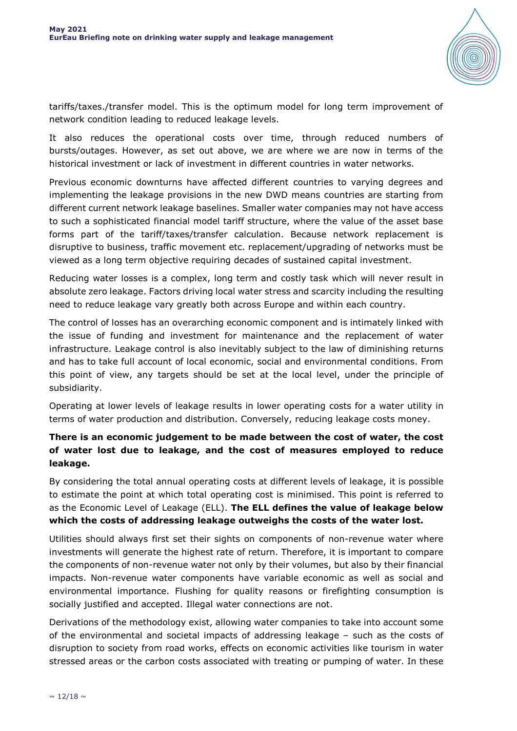tariffs/taxes./transfer model. This is the optimum model for long term improvement of network condition leading to reduced leakage levels.

It also reduces the operational costs over time, through reduced numbers of bursts/outages. However, as set out above, we are where we are now in terms of the historical investment or lack of investment in different countries in water networks.

Previous economic downturns have affected different countries to varying degrees and implementing the leakage provisions in the new DWD means countries are starting from different current network leakage baselines. Smaller water companies may not have access to such a sophisticated financial model tariff structure, where the value of the asset base forms part of the tariff/taxes/transfer calculation. Because network replacement is disruptive to business, traffic movement etc. replacement/upgrading of networks must be viewed as a long term objective requiring decades of sustained capital investment.

Reducing water losses is a complex, long term and costly task which will never result in absolute zero leakage. Factors driving local water stress and scarcity including the resulting need to reduce leakage vary greatly both across Europe and within each country.

The control of losses has an overarching economic component and is intimately linked with the issue of funding and investment for maintenance and the replacement of water infrastructure. Leakage control is also inevitably subject to the law of diminishing returns and has to take full account of local economic, social and environmental conditions. From this point of view, any targets should be set at the local level, under the principle of subsidiarity.

Operating at lower levels of leakage results in lower operating costs for a water utility in terms of water production and distribution. Conversely, reducing leakage costs money.

**There is an economic judgement to be made between the cost of water, the cost of water lost due to leakage, and the cost of measures employed to reduce leakage.**

By considering the total annual operating costs at different levels of leakage, it is possible to estimate the point at which total operating cost is minimised. This point is referred to as the Economic Level of Leakage (ELL). **The ELL defines the value of leakage below which the costs of addressing leakage outweighs the costs of the water lost.**

Utilities should always first set their sights on components of non-revenue water where investments will generate the highest rate of return. Therefore, it is important to compare the components of non-revenue water not only by their volumes, but also by their financial impacts. Non-revenue water components have variable economic as well as social and environmental importance. Flushing for quality reasons or firefighting consumption is socially justified and accepted. Illegal water connections are not.

Derivations of the methodology exist, allowing water companies to take into account some of the environmental and societal impacts of addressing leakage – such as the costs of disruption to society from road works, effects on economic activities like tourism in water stressed areas or the carbon costs associated with treating or pumping of water. In these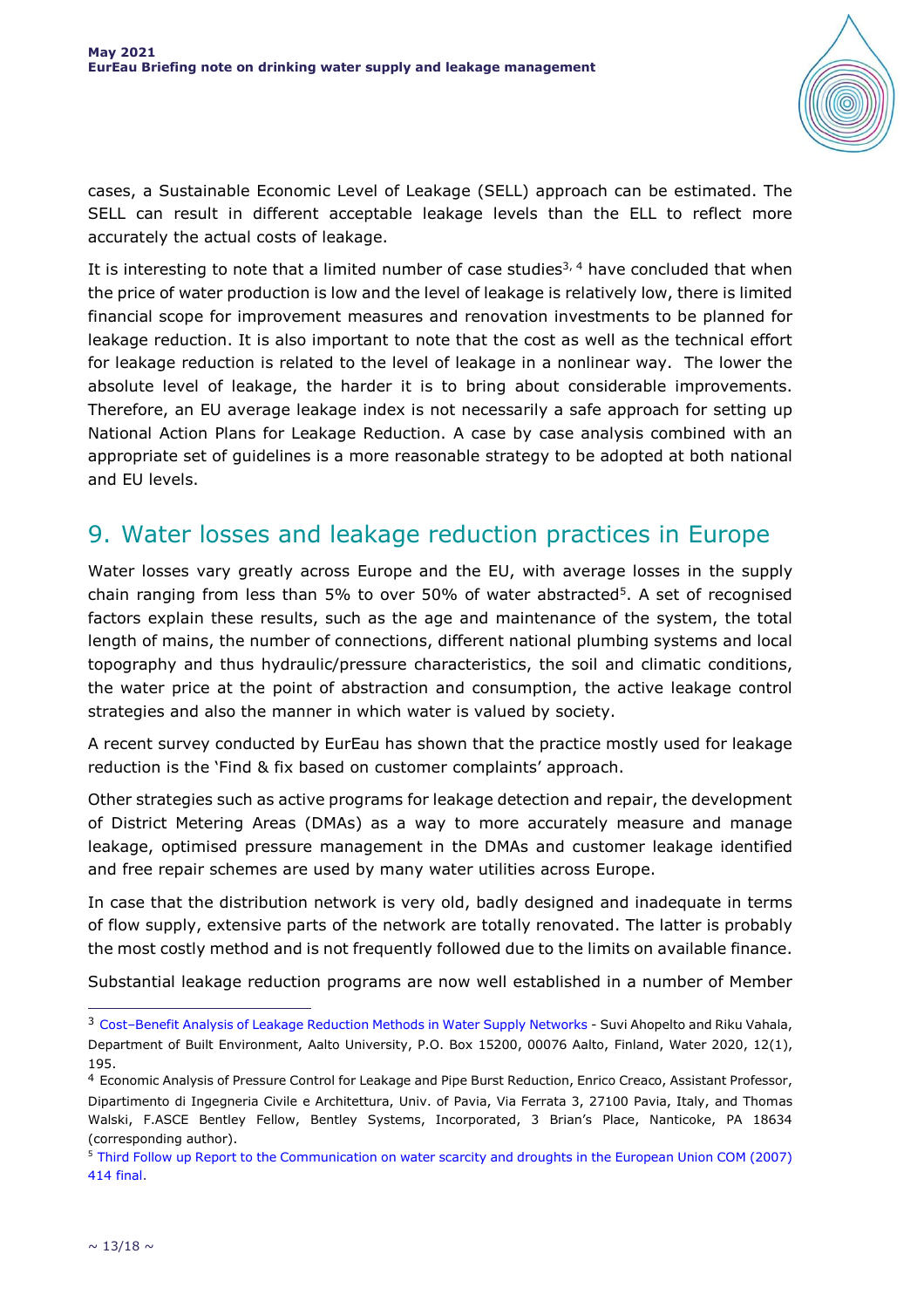cases, a Sustainable Economic Level of Leakage (SELL) approach can be estimated. The SELL can result in different acceptable leakage levels than the ELL to reflect more accurately the actual costs of leakage.

It is interesting to note that a limited number of case studies[3, 4] have concluded that when the price of water production is low and the level of leakage is relatively low, there is limited financial scope for improvement measures and renovation investments to be planned for leakage reduction. It is also important to note that the cost as well as the technical effort for leakage reduction is related to the level of leakage in a nonlinear way. The lower the absolute level of leakage, the harder it is to bring about considerable improvements. Therefore, an EU average leakage index is not necessarily a safe approach for setting up National Action Plans for Leakage Reduction. A case by case analysis combined with an appropriate set of guidelines is a more reasonable strategy to be adopted at both national and EU levels.

## 9. Water losses and leakage reduction practices in Europe

Water losses vary greatly across Europe and the EU, with average losses in the supply chain ranging from less than 5% to over 50% of water abstracted[5]. A set of recognised factors explain these results, such as the age and maintenance of the system, the total length of mains, the number of connections, different national plumbing systems and local topography and thus hydraulic/pressure characteristics, the soil and climatic conditions, the water price at the point of abstraction and consumption, the active leakage control strategies and also the manner in which water is valued by society.

A recent survey conducted by EurEau has shown that the practice mostly used for leakage reduction is the 'Find & fix based on customer complaints' approach.

Other strategies such as active programs for leakage detection and repair, the development of District Metering Areas (DMAs) as a way to more accurately measure and manage leakage, optimised pressure management in the DMAs and customer leakage identified and free repair schemes are used by many water utilities across Europe.

In case that the distribution network is very old, badly designed and inadequate in terms of flow supply, extensive parts of the network are totally renovated. The latter is probably the most costly method and is not frequently followed due to the limits on available finance.

Substantial leakage reduction programs are now well established in a number of Member

---

[3] Cost–Benefit Analysis of Leakage Reduction Methods in Water Supply Networks - Suvi Ahopelto and Riku Vahala, Department of Built Environment, Aalto University, P.O. Box 15200, 00076 Aalto, Finland, Water 2020, 12(1), 195.

[4] Economic Analysis of Pressure Control for Leakage and Pipe Burst Reduction, Enrico Creaco, Assistant Professor, Dipartimento di Ingegneria Civile e Architettura, Univ. of Pavia, Via Ferrata 3, 27100 Pavia, Italy, and Thomas Walski, F.ASCE Bentley Fellow, Bentley Systems, Incorporated, 3 Brian's Place, Nanticoke, PA 18634 (corresponding author).

[5] Third Follow up Report to the Communication on water scarcity and droughts in the European Union COM (2007) 414 final.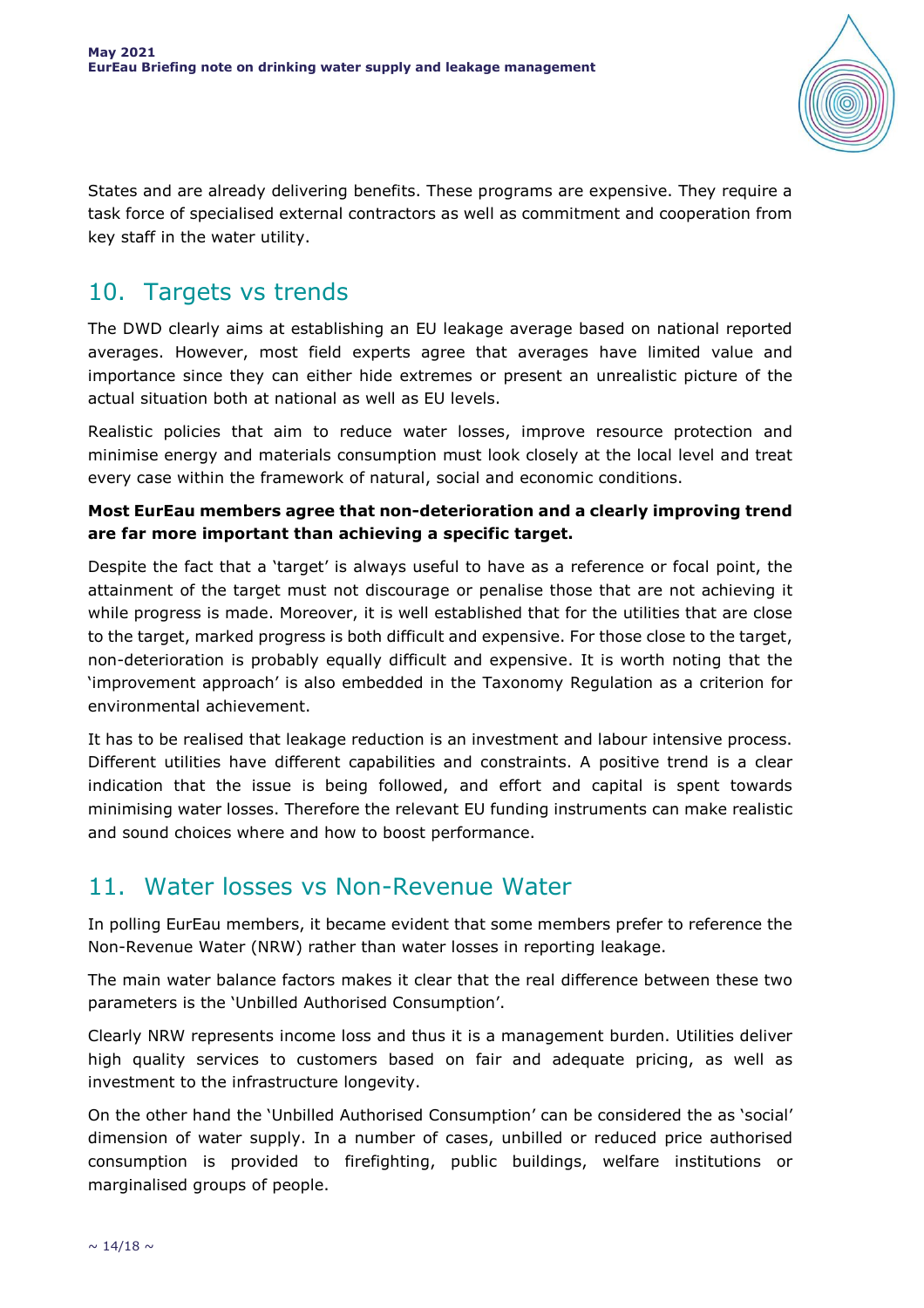States and are already delivering benefits. These programs are expensive. They require a task force of specialised external contractors as well as commitment and cooperation from key staff in the water utility.

## 10. Targets vs trends

The DWD clearly aims at establishing an EU leakage average based on national reported averages. However, most field experts agree that averages have limited value and importance since they can either hide extremes or present an unrealistic picture of the actual situation both at national as well as EU levels.

Realistic policies that aim to reduce water losses, improve resource protection and minimise energy and materials consumption must look closely at the local level and treat every case within the framework of natural, social and economic conditions.

**Most EurEau members agree that non-deterioration and a clearly improving trend are far more important than achieving a specific target.**

Despite the fact that a 'target' is always useful to have as a reference or focal point, the attainment of the target must not discourage or penalise those that are not achieving it while progress is made. Moreover, it is well established that for the utilities that are close to the target, marked progress is both difficult and expensive. For those close to the target, non-deterioration is probably equally difficult and expensive. It is worth noting that the 'improvement approach' is also embedded in the Taxonomy Regulation as a criterion for environmental achievement.

It has to be realised that leakage reduction is an investment and labour intensive process. Different utilities have different capabilities and constraints. A positive trend is a clear indication that the issue is being followed, and effort and capital is spent towards minimising water losses. Therefore the relevant EU funding instruments can make realistic and sound choices where and how to boost performance.

## 11. Water losses vs Non-Revenue Water

In polling EurEau members, it became evident that some members prefer to reference the Non-Revenue Water (NRW) rather than water losses in reporting leakage.

The main water balance factors makes it clear that the real difference between these two parameters is the 'Unbilled Authorised Consumption'.

Clearly NRW represents income loss and thus it is a management burden. Utilities deliver high quality services to customers based on fair and adequate pricing, as well as investment to the infrastructure longevity.

On the other hand the 'Unbilled Authorised Consumption' can be considered the as 'social' dimension of water supply. In a number of cases, unbilled or reduced price authorised consumption is provided to firefighting, public buildings, welfare institutions or marginalised groups of people.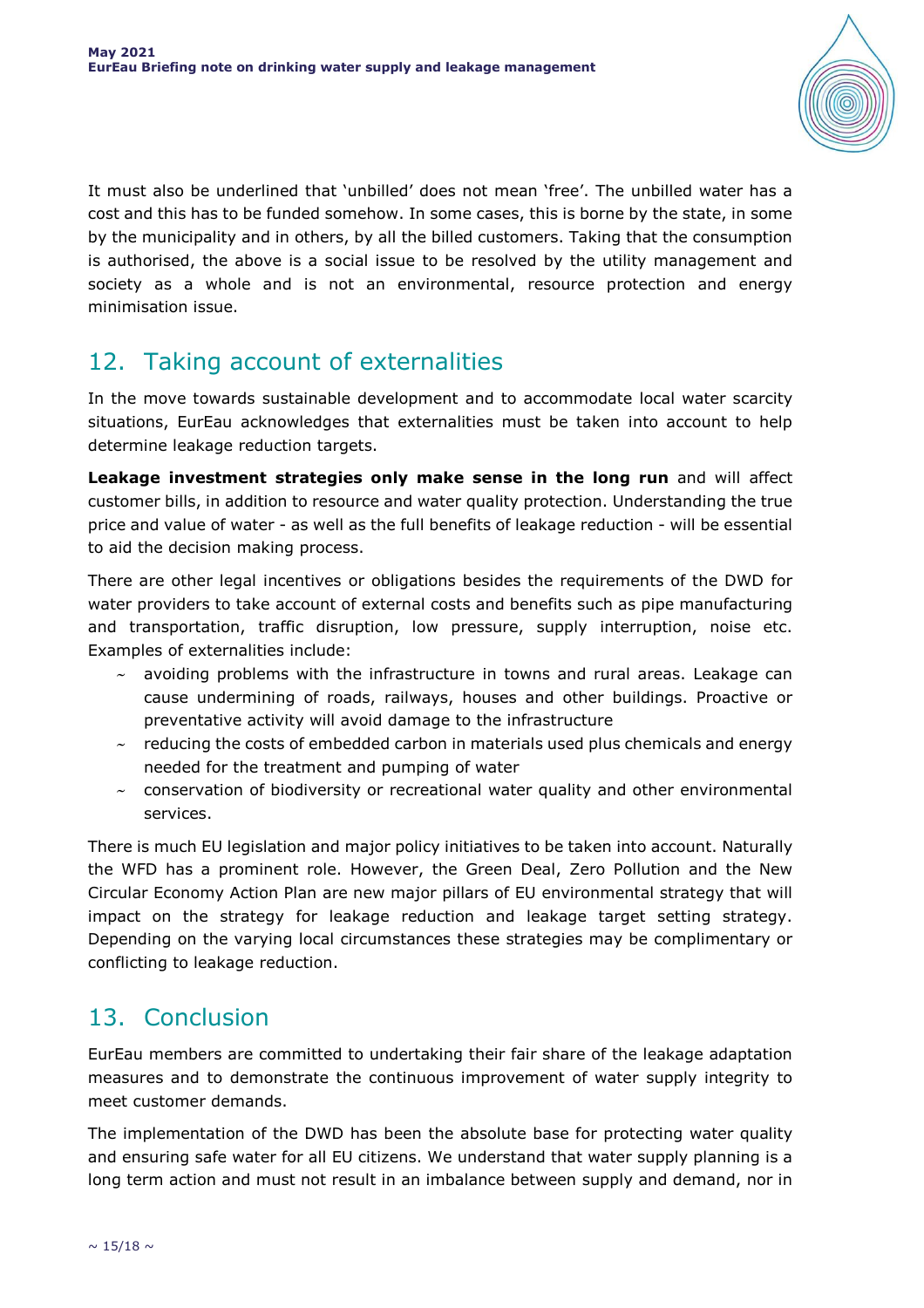It must also be underlined that 'unbilled' does not mean 'free'. The unbilled water has a cost and this has to be funded somehow. In some cases, this is borne by the state, in some by the municipality and in others, by all the billed customers. Taking that the consumption is authorised, the above is a social issue to be resolved by the utility management and society as a whole and is not an environmental, resource protection and energy minimisation issue.

## 12. Taking account of externalities

In the move towards sustainable development and to accommodate local water scarcity situations, EurEau acknowledges that externalities must be taken into account to help determine leakage reduction targets.

**Leakage investment strategies only make sense in the long run** and will affect customer bills, in addition to resource and water quality protection. Understanding the true price and value of water - as well as the full benefits of leakage reduction - will be essential to aid the decision making process.

There are other legal incentives or obligations besides the requirements of the DWD for water providers to take account of external costs and benefits such as pipe manufacturing and transportation, traffic disruption, low pressure, supply interruption, noise etc. Examples of externalities include:

- avoiding problems with the infrastructure in towns and rural areas. Leakage can cause undermining of roads, railways, houses and other buildings. Proactive or preventative activity will avoid damage to the infrastructure
- reducing the costs of embedded carbon in materials used plus chemicals and energy needed for the treatment and pumping of water
- conservation of biodiversity or recreational water quality and other environmental services.

There is much EU legislation and major policy initiatives to be taken into account. Naturally the WFD has a prominent role. However, the Green Deal, Zero Pollution and the New Circular Economy Action Plan are new major pillars of EU environmental strategy that will impact on the strategy for leakage reduction and leakage target setting strategy. Depending on the varying local circumstances these strategies may be complimentary or conflicting to leakage reduction.

## 13. Conclusion

EurEau members are committed to undertaking their fair share of the leakage adaptation measures and to demonstrate the continuous improvement of water supply integrity to meet customer demands.

The implementation of the DWD has been the absolute base for protecting water quality and ensuring safe water for all EU citizens. We understand that water supply planning is a long term action and must not result in an imbalance between supply and demand, nor in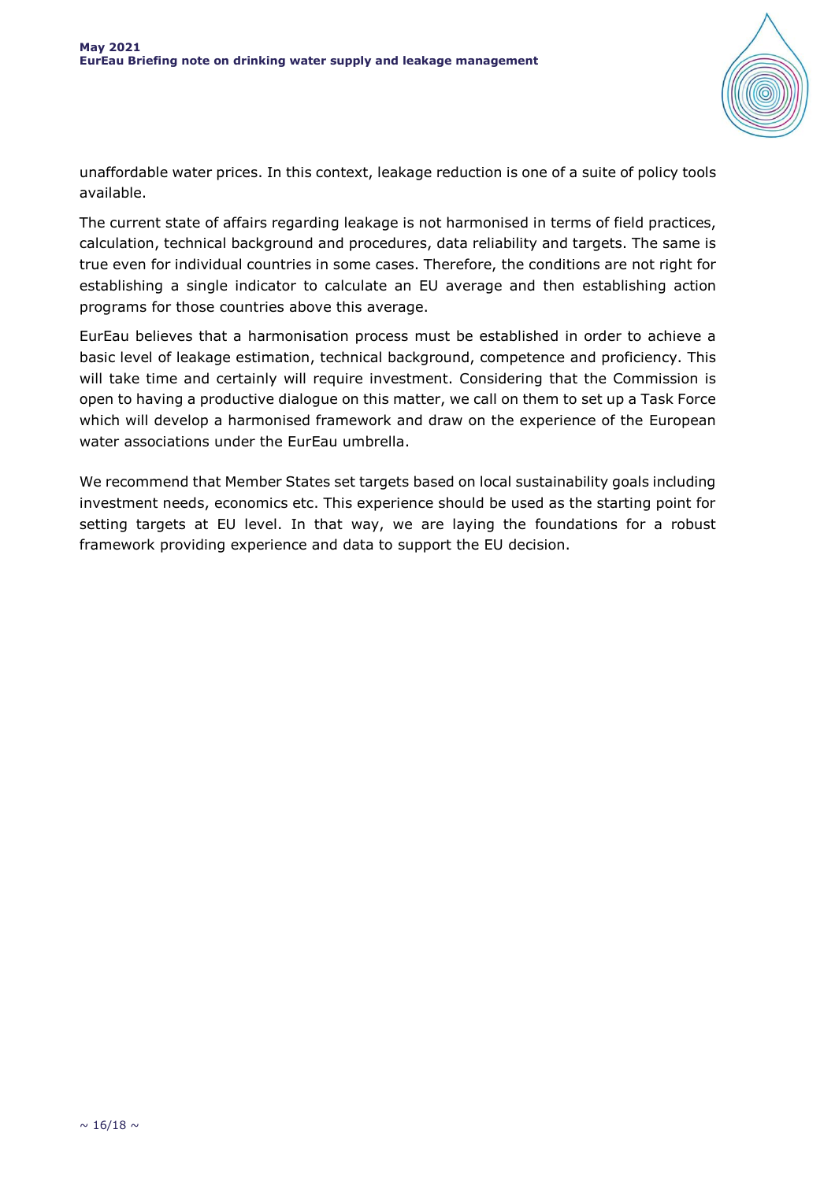unaffordable water prices. In this context, leakage reduction is one of a suite of policy tools available.

The current state of affairs regarding leakage is not harmonised in terms of field practices, calculation, technical background and procedures, data reliability and targets. The same is true even for individual countries in some cases. Therefore, the conditions are not right for establishing a single indicator to calculate an EU average and then establishing action programs for those countries above this average.

EurEau believes that a harmonisation process must be established in order to achieve a basic level of leakage estimation, technical background, competence and proficiency. This will take time and certainly will require investment. Considering that the Commission is open to having a productive dialogue on this matter, we call on them to set up a Task Force which will develop a harmonised framework and draw on the experience of the European water associations under the EurEau umbrella.

We recommend that Member States set targets based on local sustainability goals including investment needs, economics etc. This experience should be used as the starting point for setting targets at EU level. In that way, we are laying the foundations for a robust framework providing experience and data to support the EU decision.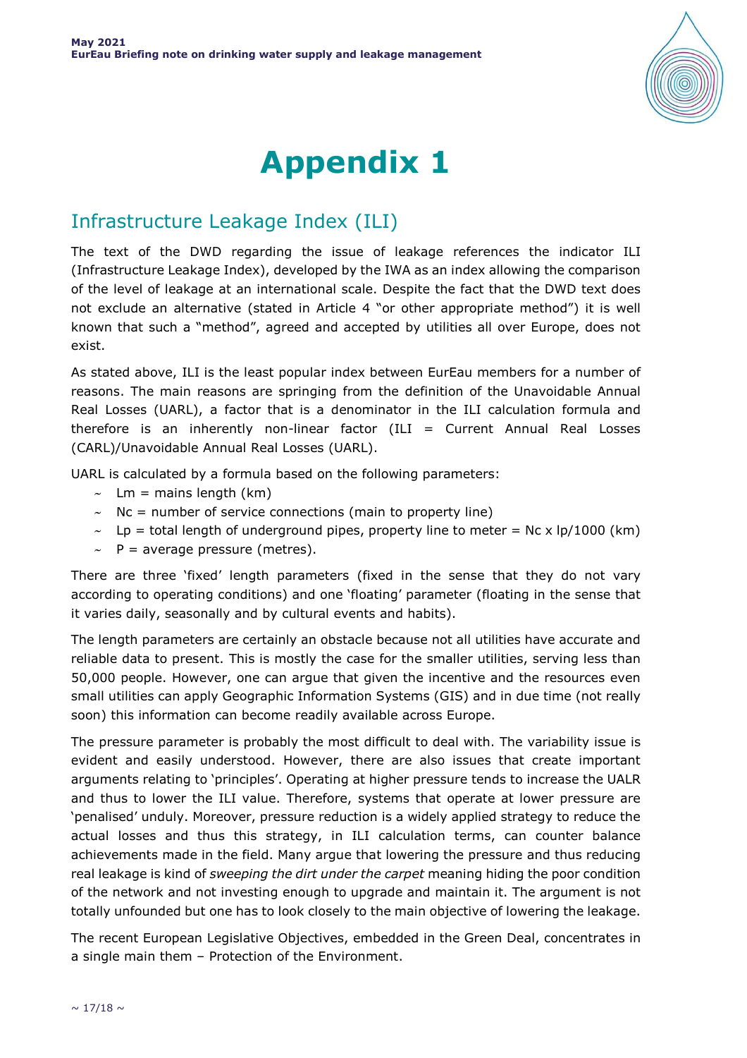# Appendix 1

## Infrastructure Leakage Index (ILI)

The text of the DWD regarding the issue of leakage references the indicator ILI (Infrastructure Leakage Index), developed by the IWA as an index allowing the comparison of the level of leakage at an international scale. Despite the fact that the DWD text does not exclude an alternative (stated in Article 4 "or other appropriate method") it is well known that such a "method", agreed and accepted by utilities all over Europe, does not exist.

As stated above, ILI is the least popular index between EurEau members for a number of reasons. The main reasons are springing from the definition of the Unavoidable Annual Real Losses (UARL), a factor that is a denominator in the ILI calculation formula and therefore is an inherently non-linear factor (ILI = Current Annual Real Losses (CARL)/Unavoidable Annual Real Losses (UARL).

UARL is calculated by a formula based on the following parameters:

- Lm = mains length (km)
- Nc = number of service connections (main to property line)
- Lp = total length of underground pipes, property line to meter = Nc x lp/1000 (km)
- P = average pressure (metres).

There are three 'fixed' length parameters (fixed in the sense that they do not vary according to operating conditions) and one 'floating' parameter (floating in the sense that it varies daily, seasonally and by cultural events and habits).

The length parameters are certainly an obstacle because not all utilities have accurate and reliable data to present. This is mostly the case for the smaller utilities, serving less than 50,000 people. However, one can argue that given the incentive and the resources even small utilities can apply Geographic Information Systems (GIS) and in due time (not really soon) this information can become readily available across Europe.

The pressure parameter is probably the most difficult to deal with. The variability issue is evident and easily understood. However, there are also issues that create important arguments relating to 'principles'. Operating at higher pressure tends to increase the UALR and thus to lower the ILI value. Therefore, systems that operate at lower pressure are 'penalised' unduly. Moreover, pressure reduction is a widely applied strategy to reduce the actual losses and thus this strategy, in ILI calculation terms, can counter balance achievements made in the field. Many argue that lowering the pressure and thus reducing real leakage is kind of *sweeping the dirt under the carpet* meaning hiding the poor condition of the network and not investing enough to upgrade and maintain it. The argument is not totally unfounded but one has to look closely to the main objective of lowering the leakage.

The recent European Legislative Objectives, embedded in the Green Deal, concentrates in a single main them – Protection of the Environment.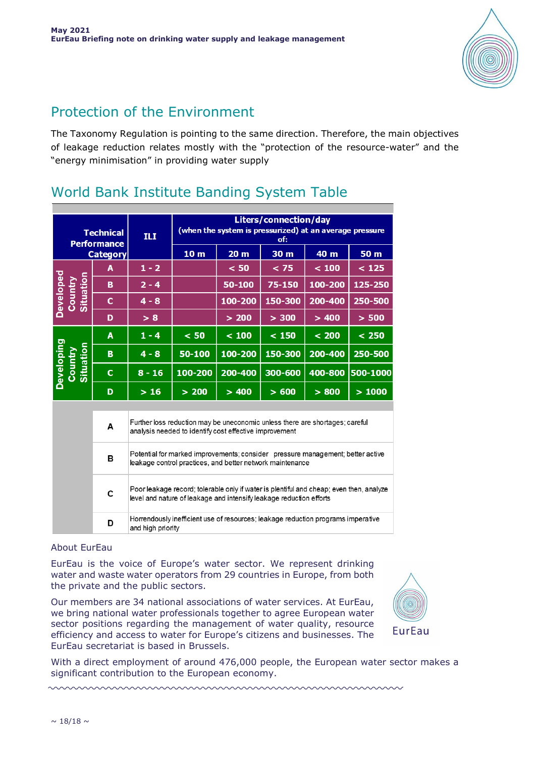## Protection of the Environment

The Taxonomy Regulation is pointing to the same direction. Therefore, the main objectives of leakage reduction relates mostly with the "protection of the resource-water" and the "energy minimisation" in providing water supply

## World Bank Institute Banding System Table

| Technical Performance Category | | ILI | Liters/connection/day (when the system is pressurized) at an average pressure of: | | | | |
|---|---|---|---|---|---|---|---|
| | | | 10 m | 20 m | 30 m | 40 m | 50 m |
| Developed Country Situation | A | 1 - 2 | | < 50 | < 75 | < 100 | < 125 |
| | B | 2 - 4 | | 50-100 | 75-150 | 100-200 | 125-250 |
| | C | 4 - 8 | | 100-200 | 150-300 | 200-400 | 250-500 |
| | D | > 8 | | > 200 | > 300 | > 400 | > 500 |
| Developing Country Situation | A | 1 - 4 | < 50 | < 100 | < 150 | < 200 | < 250 |
| | B | 4 - 8 | 50-100 | 100-200 | 150-300 | 200-400 | 250-500 |
| | C | 8 - 16 | 100-200 | 200-400 | 300-600 | 400-800 | 500-1000 |
| | D | > 16 | > 200 | > 400 | > 600 | > 800 | > 1000 |

| | |
|---|---|
| A | Further loss reduction may be uneconomic unless there are shortages; careful analysis needed to identify cost effective improvement |
| B | Potential for marked improvements; consider pressure management; better active leakage control practices, and better network maintenance |
| C | Poor leakage record; tolerable only if water is plentiful and cheap; even then, analyze level and nature of leakage and intensify leakage reduction efforts |
| D | Horrendously inefficient use of resources; leakage reduction programs imperative and high priority |

About EurEau

EurEau is the voice of Europe's water sector. We represent drinking water and waste water operators from 29 countries in Europe, from both the private and the public sectors.

Our members are 34 national associations of water services. At EurEau, we bring national water professionals together to agree European water sector positions regarding the management of water quality, resource efficiency and access to water for Europe's citizens and businesses. The EurEau secretariat is based in Brussels.

With a direct employment of around 476,000 people, the European water sector makes a significant contribution to the European economy.